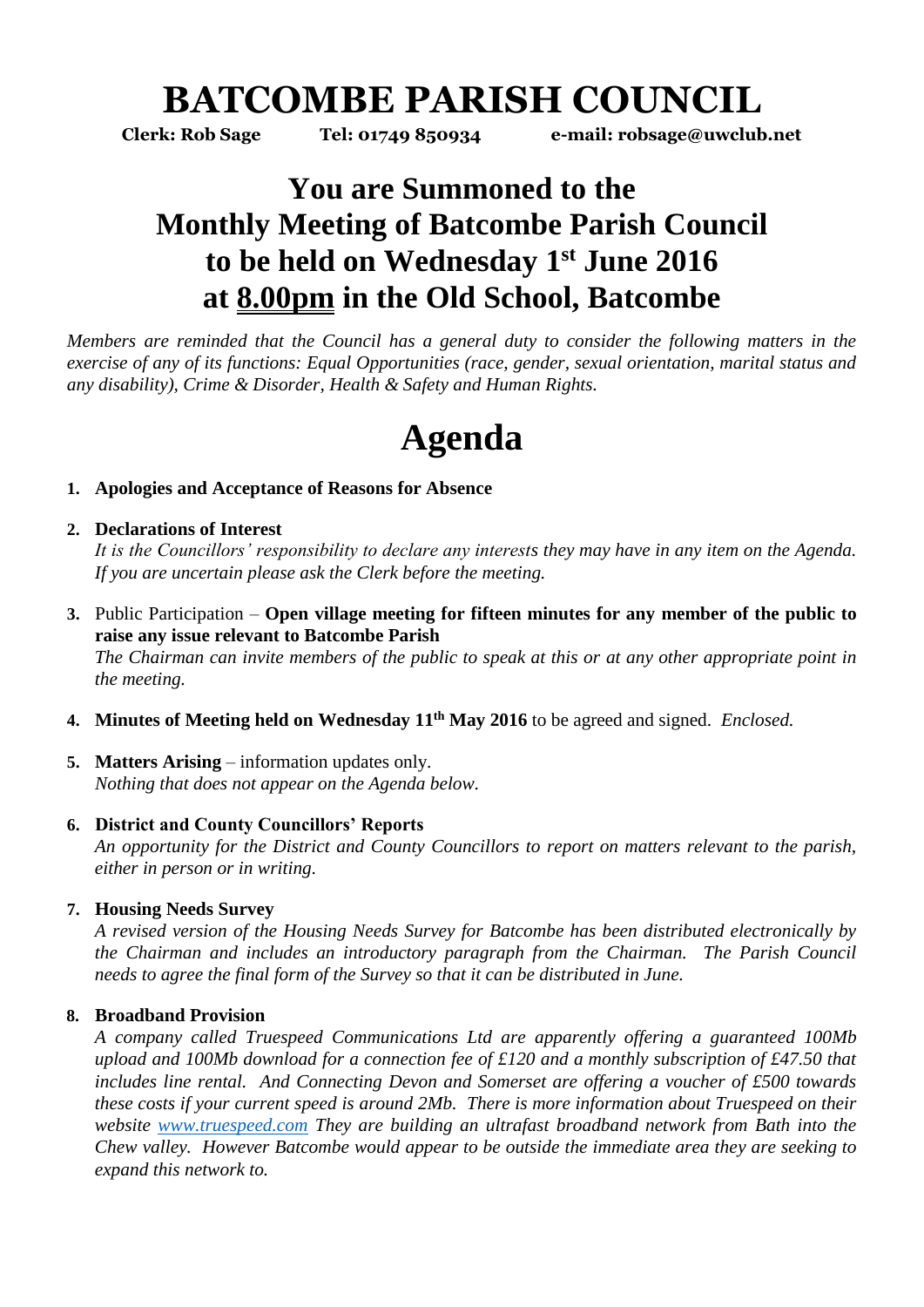# BATCOMBE PARISH COUNCIL

**Clerk: Rob Sage** **Tel: 01749 850934** **e-mail: robsage@uwclub.net**

## You are Summoned to the Monthly Meeting of Batcombe Parish Council to be held on Wednesday 1st June 2016 at 8.00pm in the Old School, Batcombe

*Members are reminded that the Council has a general duty to consider the following matters in the exercise of any of its functions: Equal Opportunities (race, gender, sexual orientation, marital status and any disability), Crime & Disorder, Health & Safety and Human Rights.*

# Agenda

1. **Apologies and Acceptance of Reasons for Absence**

2. **Declarations of Interest**
   *It is the Councillors' responsibility to declare any interests they may have in any item on the Agenda. If you are uncertain please ask the Clerk before the meeting.*

3. Public Participation – **Open village meeting for fifteen minutes for any member of the public to raise any issue relevant to Batcombe Parish**
   *The Chairman can invite members of the public to speak at this or at any other appropriate point in the meeting.*

4. **Minutes of Meeting held on Wednesday 11th May 2016** to be agreed and signed. *Enclosed.*

5. **Matters Arising** – information updates only.
   *Nothing that does not appear on the Agenda below.*

6. **District and County Councillors' Reports**
   *An opportunity for the District and County Councillors to report on matters relevant to the parish, either in person or in writing.*

7. **Housing Needs Survey**
   *A revised version of the Housing Needs Survey for Batcombe has been distributed electronically by the Chairman and includes an introductory paragraph from the Chairman. The Parish Council needs to agree the final form of the Survey so that it can be distributed in June.*

8. **Broadband Provision**
   *A company called Truespeed Communications Ltd are apparently offering a guaranteed 100Mb upload and 100Mb download for a connection fee of £120 and a monthly subscription of £47.50 that includes line rental. And Connecting Devon and Somerset are offering a voucher of £500 towards these costs if your current speed is around 2Mb. There is more information about Truespeed on their website [www.truespeed.com](http://www.truespeed.com) They are building an ultrafast broadband network from Bath into the Chew valley. However Batcombe would appear to be outside the immediate area they are seeking to expand this network to.*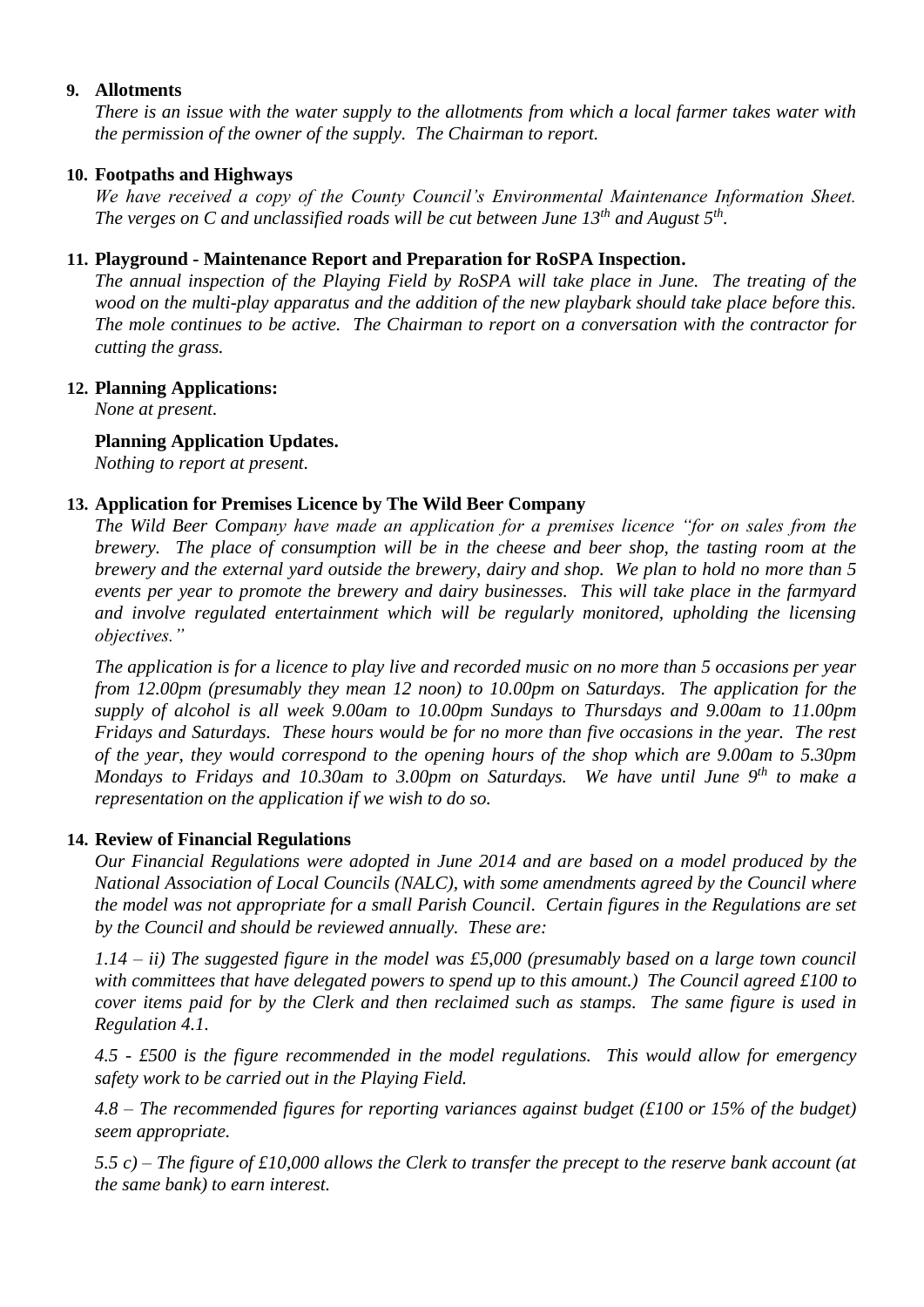**9. Allotments**

*There is an issue with the water supply to the allotments from which a local farmer takes water with the permission of the owner of the supply. The Chairman to report.*

**10. Footpaths and Highways**

*We have received a copy of the County Council's Environmental Maintenance Information Sheet. The verges on C and unclassified roads will be cut between June 13th and August 5th.*

**11. Playground - Maintenance Report and Preparation for RoSPA Inspection.**

*The annual inspection of the Playing Field by RoSPA will take place in June. The treating of the wood on the multi-play apparatus and the addition of the new playbark should take place before this. The mole continues to be active. The Chairman to report on a conversation with the contractor for cutting the grass.*

**12. Planning Applications:**

*None at present.*

**Planning Application Updates.**

*Nothing to report at present.*

**13. Application for Premises Licence by The Wild Beer Company**

*The Wild Beer Company have made an application for a premises licence "for on sales from the brewery. The place of consumption will be in the cheese and beer shop, the tasting room at the brewery and the external yard outside the brewery, dairy and shop. We plan to hold no more than 5 events per year to promote the brewery and dairy businesses. This will take place in the farmyard and involve regulated entertainment which will be regularly monitored, upholding the licensing objectives."*

*The application is for a licence to play live and recorded music on no more than 5 occasions per year from 12.00pm (presumably they mean 12 noon) to 10.00pm on Saturdays. The application for the supply of alcohol is all week 9.00am to 10.00pm Sundays to Thursdays and 9.00am to 11.00pm Fridays and Saturdays. These hours would be for no more than five occasions in the year. The rest of the year, they would correspond to the opening hours of the shop which are 9.00am to 5.30pm Mondays to Fridays and 10.30am to 3.00pm on Saturdays. We have until June 9th to make a representation on the application if we wish to do so.*

**14. Review of Financial Regulations**

*Our Financial Regulations were adopted in June 2014 and are based on a model produced by the National Association of Local Councils (NALC), with some amendments agreed by the Council where the model was not appropriate for a small Parish Council. Certain figures in the Regulations are set by the Council and should be reviewed annually. These are:*

*1.14 – ii) The suggested figure in the model was £5,000 (presumably based on a large town council with committees that have delegated powers to spend up to this amount.) The Council agreed £100 to cover items paid for by the Clerk and then reclaimed such as stamps. The same figure is used in Regulation 4.1.*

*4.5 - £500 is the figure recommended in the model regulations. This would allow for emergency safety work to be carried out in the Playing Field.*

*4.8 – The recommended figures for reporting variances against budget (£100 or 15% of the budget) seem appropriate.*

*5.5 c) – The figure of £10,000 allows the Clerk to transfer the precept to the reserve bank account (at the same bank) to earn interest.*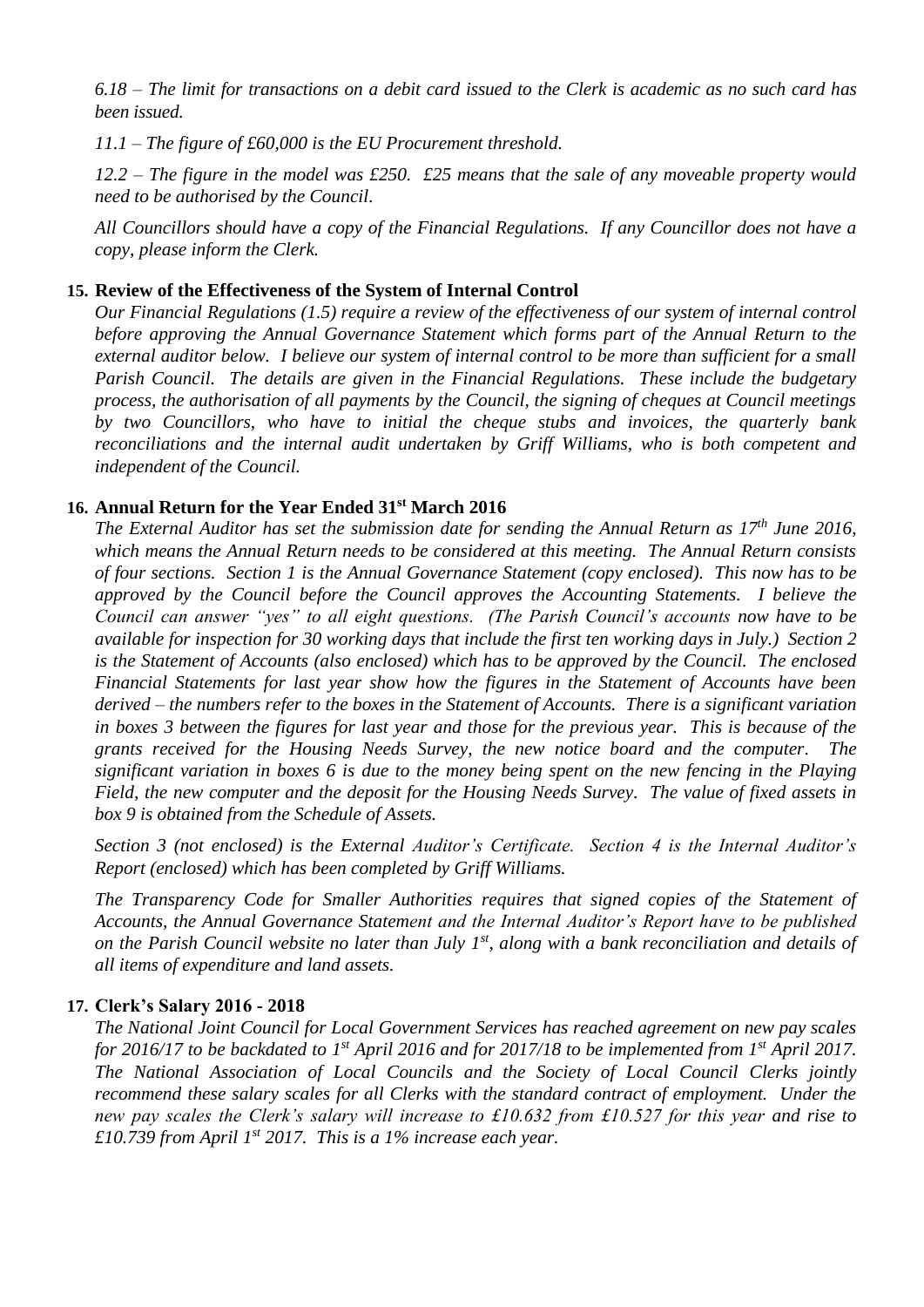*6.18 – The limit for transactions on a debit card issued to the Clerk is academic as no such card has been issued.*

*11.1 – The figure of £60,000 is the EU Procurement threshold.*

*12.2 – The figure in the model was £250. £25 means that the sale of any moveable property would need to be authorised by the Council.*

*All Councillors should have a copy of the Financial Regulations. If any Councillor does not have a copy, please inform the Clerk.*

**15. Review of the Effectiveness of the System of Internal Control**

*Our Financial Regulations (1.5) require a review of the effectiveness of our system of internal control before approving the Annual Governance Statement which forms part of the Annual Return to the external auditor below. I believe our system of internal control to be more than sufficient for a small Parish Council. The details are given in the Financial Regulations. These include the budgetary process, the authorisation of all payments by the Council, the signing of cheques at Council meetings by two Councillors, who have to initial the cheque stubs and invoices, the quarterly bank reconciliations and the internal audit undertaken by Griff Williams, who is both competent and independent of the Council.*

**16. Annual Return for the Year Ended 31st March 2016**

*The External Auditor has set the submission date for sending the Annual Return as 17th June 2016, which means the Annual Return needs to be considered at this meeting. The Annual Return consists of four sections. Section 1 is the Annual Governance Statement (copy enclosed). This now has to be approved by the Council before the Council approves the Accounting Statements. I believe the Council can answer "yes" to all eight questions. (The Parish Council's accounts now have to be available for inspection for 30 working days that include the first ten working days in July.) Section 2 is the Statement of Accounts (also enclosed) which has to be approved by the Council. The enclosed Financial Statements for last year show how the figures in the Statement of Accounts have been derived – the numbers refer to the boxes in the Statement of Accounts. There is a significant variation in boxes 3 between the figures for last year and those for the previous year. This is because of the grants received for the Housing Needs Survey, the new notice board and the computer. The significant variation in boxes 6 is due to the money being spent on the new fencing in the Playing Field, the new computer and the deposit for the Housing Needs Survey. The value of fixed assets in box 9 is obtained from the Schedule of Assets.*

*Section 3 (not enclosed) is the External Auditor's Certificate. Section 4 is the Internal Auditor's Report (enclosed) which has been completed by Griff Williams.*

*The Transparency Code for Smaller Authorities requires that signed copies of the Statement of Accounts, the Annual Governance Statement and the Internal Auditor's Report have to be published on the Parish Council website no later than July 1st, along with a bank reconciliation and details of all items of expenditure and land assets.*

**17. Clerk's Salary 2016 - 2018**

*The National Joint Council for Local Government Services has reached agreement on new pay scales for 2016/17 to be backdated to 1st April 2016 and for 2017/18 to be implemented from 1st April 2017. The National Association of Local Councils and the Society of Local Council Clerks jointly recommend these salary scales for all Clerks with the standard contract of employment. Under the new pay scales the Clerk's salary will increase to £10.632 from £10.527 for this year and rise to £10.739 from April 1st 2017. This is a 1% increase each year.*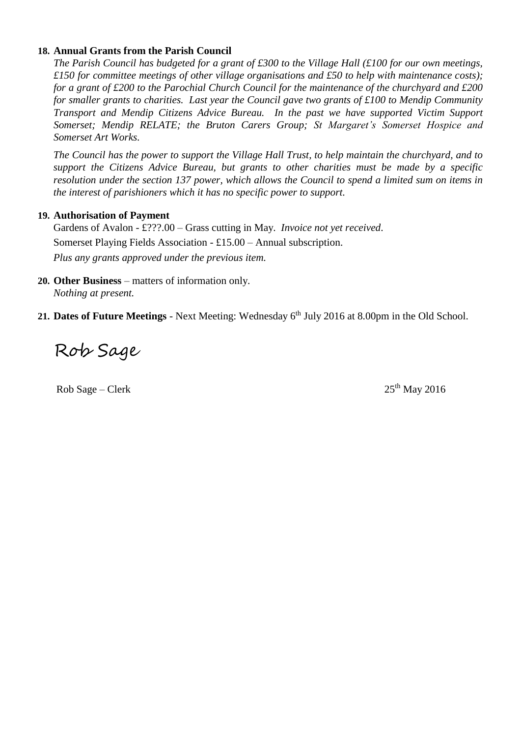**18. Annual Grants from the Parish Council**

*The Parish Council has budgeted for a grant of £300 to the Village Hall (£100 for our own meetings, £150 for committee meetings of other village organisations and £50 to help with maintenance costs); for a grant of £200 to the Parochial Church Council for the maintenance of the churchyard and £200 for smaller grants to charities. Last year the Council gave two grants of £100 to Mendip Community Transport and Mendip Citizens Advice Bureau. In the past we have supported Victim Support Somerset; Mendip RELATE; the Bruton Carers Group; St Margaret's Somerset Hospice and Somerset Art Works.*

*The Council has the power to support the Village Hall Trust, to help maintain the churchyard, and to support the Citizens Advice Bureau, but grants to other charities must be made by a specific resolution under the section 137 power, which allows the Council to spend a limited sum on items in the interest of parishioners which it has no specific power to support.*

**19. Authorisation of Payment**

Gardens of Avalon - £???.00 – Grass cutting in May. *Invoice not yet received*.

Somerset Playing Fields Association - £15.00 – Annual subscription.

*Plus any grants approved under the previous item.*

**20. Other Business** – matters of information only.
*Nothing at present.*

**21. Dates of Future Meetings** - Next Meeting: Wednesday 6th July 2016 at 8.00pm in the Old School.

Rob Sage

Rob Sage – Clerk 25th May 2016